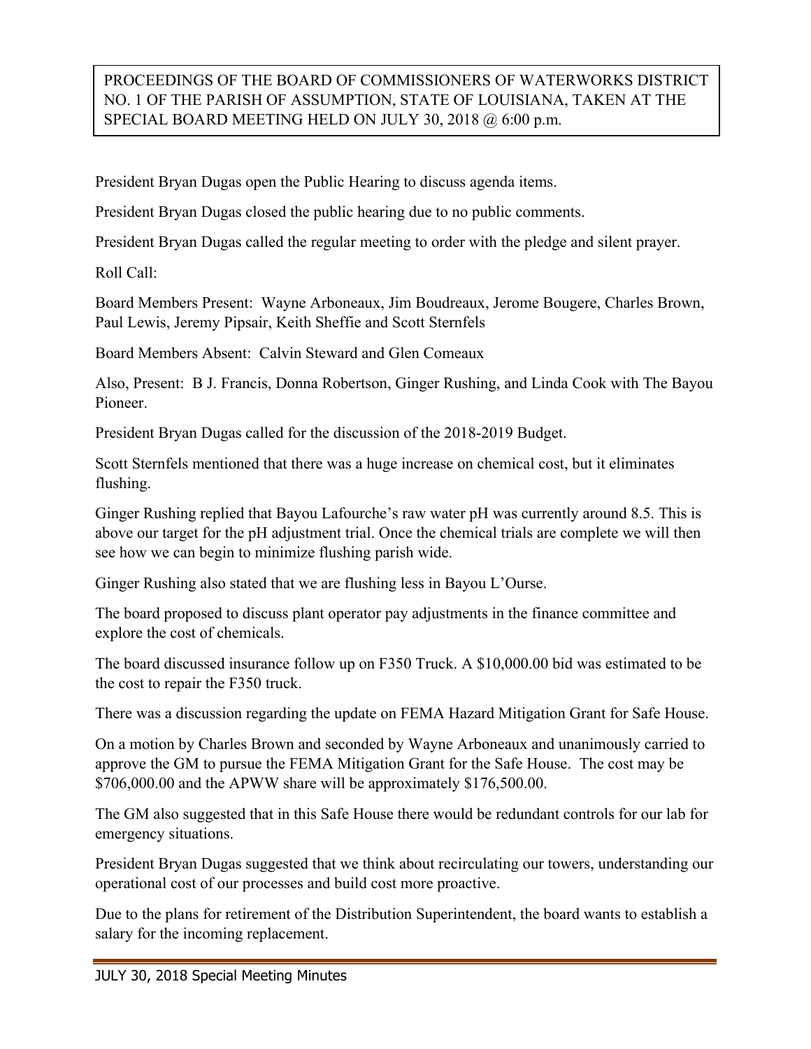**PROCEEDINGS OF THE BOARD OF COMMISSIONERS OF WATERWORKS DISTRICT NO. 1 OF THE PARISH OF ASSUMPTION, STATE OF LOUISIANA, TAKEN AT THE SPECIAL BOARD MEETING HELD ON JULY 30, 2018 @ 6:00 p.m.**

President Bryan Dugas open the Public Hearing to discuss agenda items.

President Bryan Dugas closed the public hearing due to no public comments.

President Bryan Dugas called the regular meeting to order with the pledge and silent prayer.

Roll Call:

Board Members Present: Wayne Arboneaux, Jim Boudreaux, Jerome Bougere, Charles Brown, Paul Lewis, Jeremy Pipsair, Keith Sheffie and Scott Sternfels

Board Members Absent: Calvin Steward and Glen Comeaux

Also, Present: B J. Francis, Donna Robertson, Ginger Rushing, and Linda Cook with The Bayou Pioneer.

President Bryan Dugas called for the discussion of the 2018-2019 Budget.

Scott Sternfels mentioned that there was a huge increase on chemical cost, but it eliminates flushing.

Ginger Rushing replied that Bayou Lafourche's raw water pH was currently around 8.5. This is above our target for the pH adjustment trial. Once the chemical trials are complete we will then see how we can begin to minimize flushing parish wide.

Ginger Rushing also stated that we are flushing less in Bayou L'Ourse.

The board proposed to discuss plant operator pay adjustments in the finance committee and explore the cost of chemicals.

The board discussed insurance follow up on F350 Truck. A $10,000.00 bid was estimated to be the cost to repair the F350 truck.

There was a discussion regarding the update on FEMA Hazard Mitigation Grant for Safe House.

On a motion by Charles Brown and seconded by Wayne Arboneaux and unanimously carried to approve the GM to pursue the FEMA Mitigation Grant for the Safe House. The cost may be $706,000.00 and the APWW share will be approximately $176,500.00.

The GM also suggested that in this Safe House there would be redundant controls for our lab for emergency situations.

President Bryan Dugas suggested that we think about recirculating our towers, understanding our operational cost of our processes and build cost more proactive.

Due to the plans for retirement of the Distribution Superintendent, the board wants to establish a salary for the incoming replacement.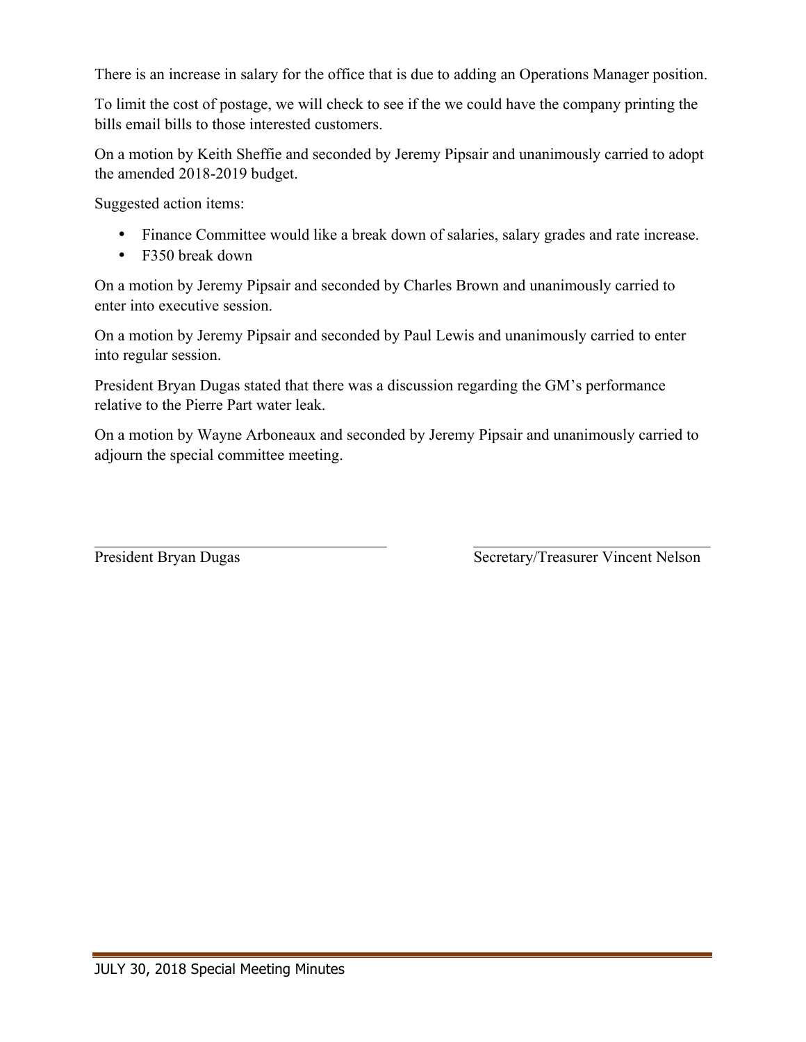There is an increase in salary for the office that is due to adding an Operations Manager position.

To limit the cost of postage, we will check to see if the we could have the company printing the bills email bills to those interested customers.

On a motion by Keith Sheffie and seconded by Jeremy Pipsair and unanimously carried to adopt the amended 2018-2019 budget.

Suggested action items:

- Finance Committee would like a break down of salaries, salary grades and rate increase.
- F350 break down

On a motion by Jeremy Pipsair and seconded by Charles Brown and unanimously carried to enter into executive session.

On a motion by Jeremy Pipsair and seconded by Paul Lewis and unanimously carried to enter into regular session.

President Bryan Dugas stated that there was a discussion regarding the GM's performance relative to the Pierre Part water leak.

On a motion by Wayne Arboneaux and seconded by Jeremy Pipsair and unanimously carried to adjourn the special committee meeting.

\_\_\_\_\_\_\_\_\_\_\_\_\_\_\_\_\_\_\_\_\_\_\_\_\_\_\_\_\_\_\_\_\_\_\_\_\_\_
President Bryan Dugas

\_\_\_\_\_\_\_\_\_\_\_\_\_\_\_\_\_\_\_\_\_\_\_\_\_\_\_\_\_\_\_\_\_\_\_\_\_\_
Secretary/Treasurer Vincent Nelson